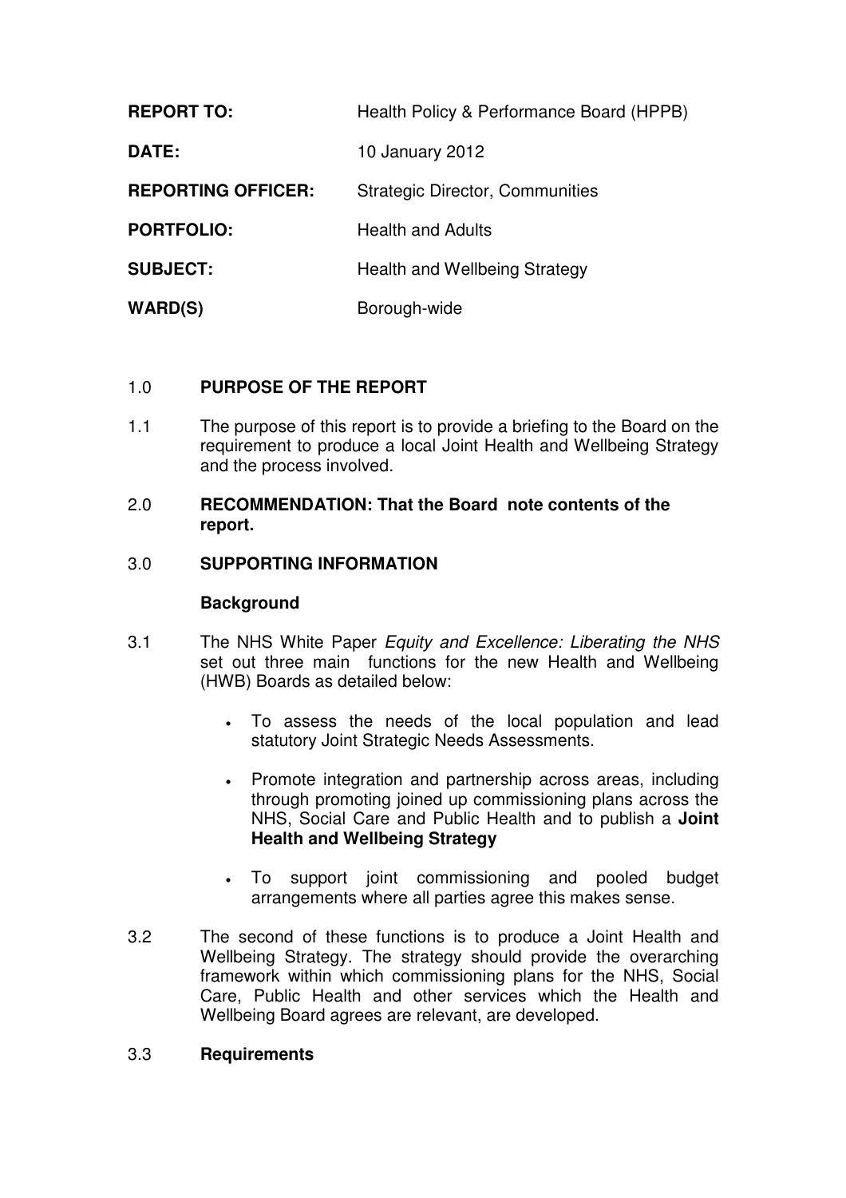| | |
|---|---|
| **REPORT TO:** | Health Policy & Performance Board (HPPB) |
| **DATE:** | 10 January 2012 |
| **REPORTING OFFICER:** | Strategic Director, Communities |
| **PORTFOLIO:** | Health and Adults |
| **SUBJECT:** | Health and Wellbeing Strategy |
| **WARD(S)** | Borough-wide |

1.0 **PURPOSE OF THE REPORT**

1.1 The purpose of this report is to provide a briefing to the Board on the requirement to produce a local Joint Health and Wellbeing Strategy and the process involved.

2.0 **RECOMMENDATION: That the Board note contents of the report.**

3.0 **SUPPORTING INFORMATION**

**Background**

3.1 The NHS White Paper *Equity and Excellence: Liberating the NHS* set out three main functions for the new Health and Wellbeing (HWB) Boards as detailed below:

- To assess the needs of the local population and lead statutory Joint Strategic Needs Assessments.
- Promote integration and partnership across areas, including through promoting joined up commissioning plans across the NHS, Social Care and Public Health and to publish a **Joint Health and Wellbeing Strategy**
- To support joint commissioning and pooled budget arrangements where all parties agree this makes sense.

3.2 The second of these functions is to produce a Joint Health and Wellbeing Strategy. The strategy should provide the overarching framework within which commissioning plans for the NHS, Social Care, Public Health and other services which the Health and Wellbeing Board agrees are relevant, are developed.

3.3 **Requirements**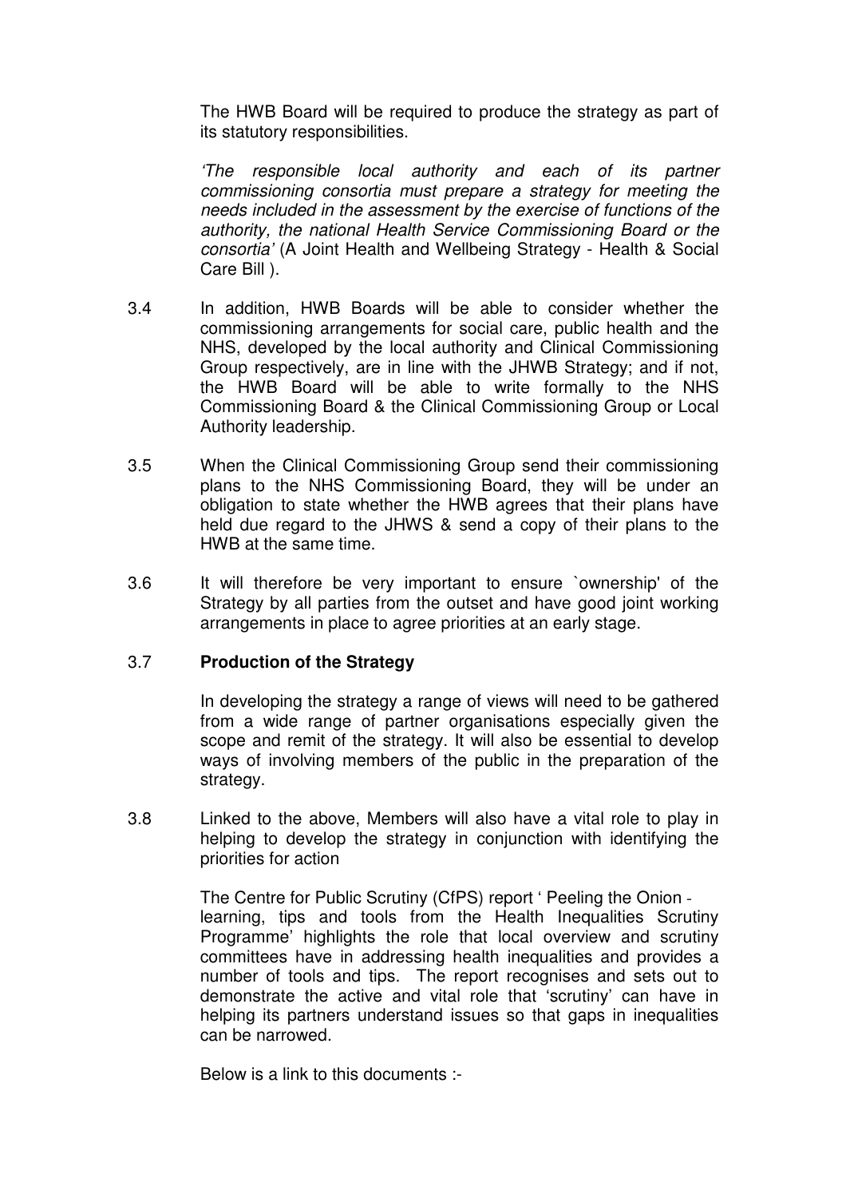The HWB Board will be required to produce the strategy as part of its statutory responsibilities.

*'The responsible local authority and each of its partner commissioning consortia must prepare a strategy for meeting the needs included in the assessment by the exercise of functions of the authority, the national Health Service Commissioning Board or the consortia'* (A Joint Health and Wellbeing Strategy - Health & Social Care Bill ).

3.4 In addition, HWB Boards will be able to consider whether the commissioning arrangements for social care, public health and the NHS, developed by the local authority and Clinical Commissioning Group respectively, are in line with the JHWB Strategy; and if not, the HWB Board will be able to write formally to the NHS Commissioning Board & the Clinical Commissioning Group or Local Authority leadership.

3.5 When the Clinical Commissioning Group send their commissioning plans to the NHS Commissioning Board, they will be under an obligation to state whether the HWB agrees that their plans have held due regard to the JHWS & send a copy of their plans to the HWB at the same time.

3.6 It will therefore be very important to ensure `ownership' of the Strategy by all parties from the outset and have good joint working arrangements in place to agree priorities at an early stage.

3.7 **Production of the Strategy**

In developing the strategy a range of views will need to be gathered from a wide range of partner organisations especially given the scope and remit of the strategy. It will also be essential to develop ways of involving members of the public in the preparation of the strategy.

3.8 Linked to the above, Members will also have a vital role to play in helping to develop the strategy in conjunction with identifying the priorities for action

The Centre for Public Scrutiny (CfPS) report ' Peeling the Onion - learning, tips and tools from the Health Inequalities Scrutiny Programme' highlights the role that local overview and scrutiny committees have in addressing health inequalities and provides a number of tools and tips. The report recognises and sets out to demonstrate the active and vital role that 'scrutiny' can have in helping its partners understand issues so that gaps in inequalities can be narrowed.

Below is a link to this documents :-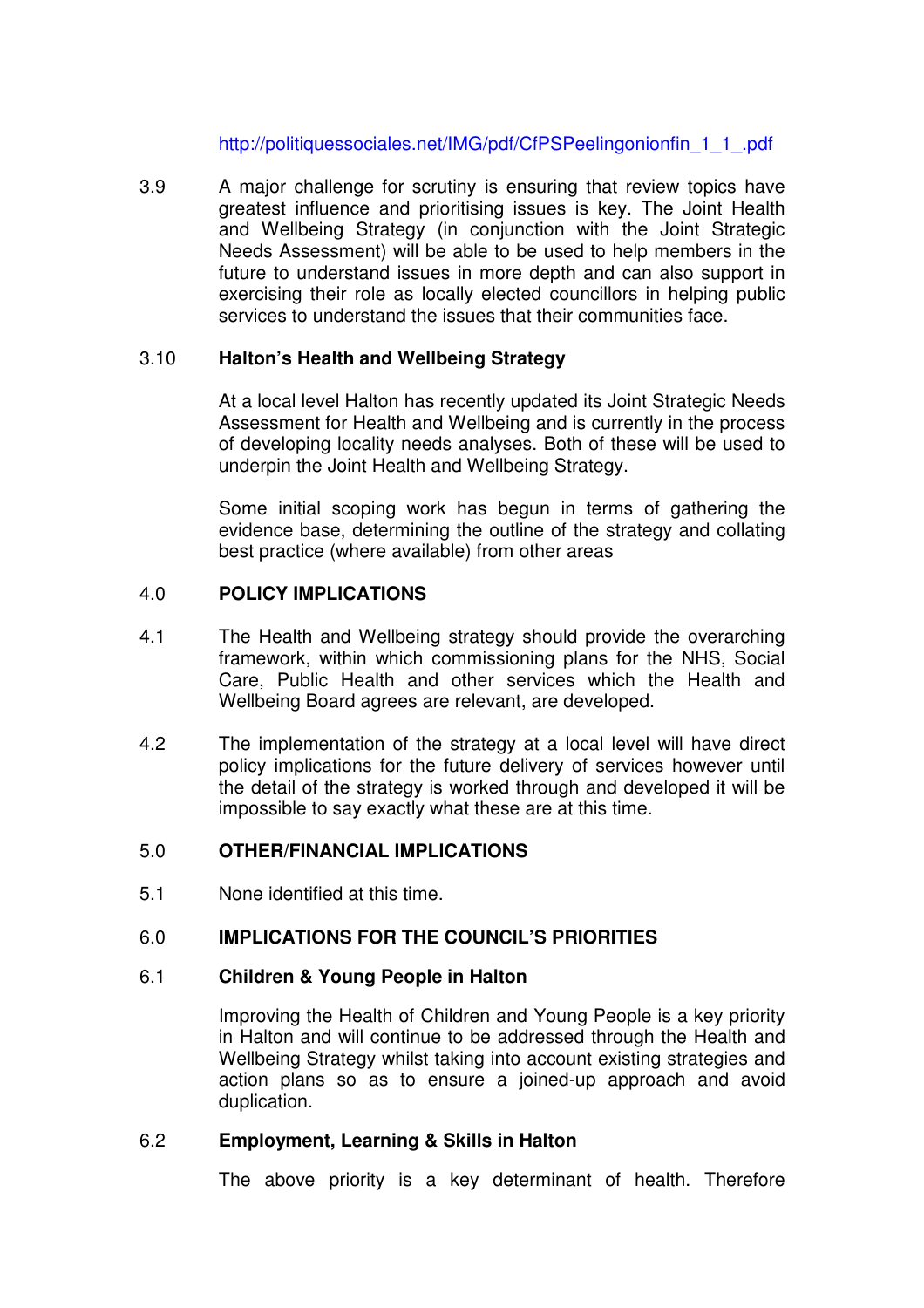http://politiquessociales.net/IMG/pdf/CfPSPeelingonionfin_1_1_.pdf

3.9 A major challenge for scrutiny is ensuring that review topics have greatest influence and prioritising issues is key. The Joint Health and Wellbeing Strategy (in conjunction with the Joint Strategic Needs Assessment) will be able to be used to help members in the future to understand issues in more depth and can also support in exercising their role as locally elected councillors in helping public services to understand the issues that their communities face.

3.10 **Halton's Health and Wellbeing Strategy**

At a local level Halton has recently updated its Joint Strategic Needs Assessment for Health and Wellbeing and is currently in the process of developing locality needs analyses. Both of these will be used to underpin the Joint Health and Wellbeing Strategy.

Some initial scoping work has begun in terms of gathering the evidence base, determining the outline of the strategy and collating best practice (where available) from other areas

## 4.0 POLICY IMPLICATIONS

4.1 The Health and Wellbeing strategy should provide the overarching framework, within which commissioning plans for the NHS, Social Care, Public Health and other services which the Health and Wellbeing Board agrees are relevant, are developed.

4.2 The implementation of the strategy at a local level will have direct policy implications for the future delivery of services however until the detail of the strategy is worked through and developed it will be impossible to say exactly what these are at this time.

## 5.0 OTHER/FINANCIAL IMPLICATIONS

5.1 None identified at this time.

## 6.0 IMPLICATIONS FOR THE COUNCIL'S PRIORITIES

6.1 **Children & Young People in Halton**

Improving the Health of Children and Young People is a key priority in Halton and will continue to be addressed through the Health and Wellbeing Strategy whilst taking into account existing strategies and action plans so as to ensure a joined-up approach and avoid duplication.

6.2 **Employment, Learning & Skills in Halton**

The above priority is a key determinant of health. Therefore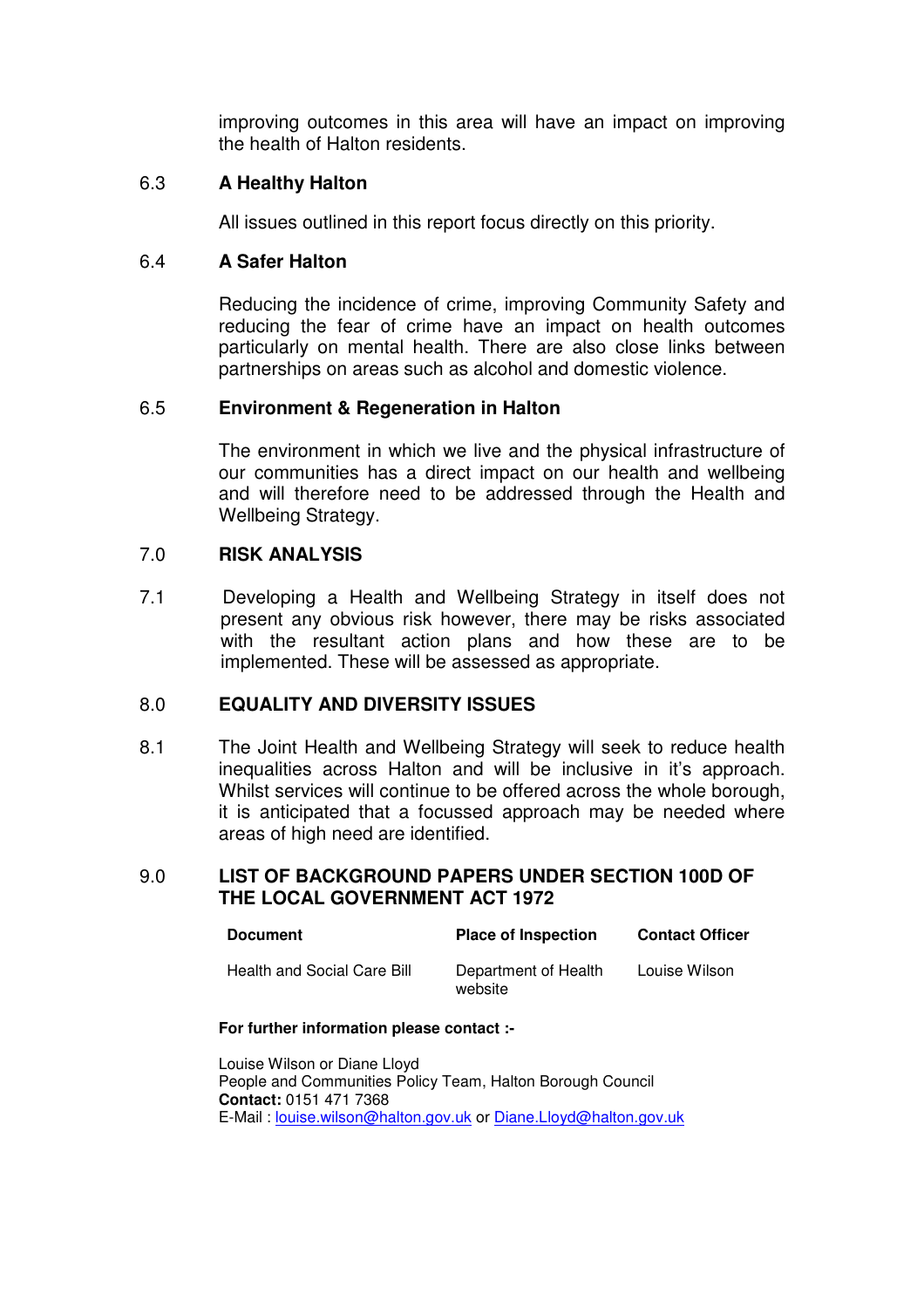improving outcomes in this area will have an impact on improving the health of Halton residents.

### 6.3 A Healthy Halton

All issues outlined in this report focus directly on this priority.

### 6.4 A Safer Halton

Reducing the incidence of crime, improving Community Safety and reducing the fear of crime have an impact on health outcomes particularly on mental health. There are also close links between partnerships on areas such as alcohol and domestic violence.

### 6.5 Environment & Regeneration in Halton

The environment in which we live and the physical infrastructure of our communities has a direct impact on our health and wellbeing and will therefore need to be addressed through the Health and Wellbeing Strategy.

## 7.0 RISK ANALYSIS

7.1 Developing a Health and Wellbeing Strategy in itself does not present any obvious risk however, there may be risks associated with the resultant action plans and how these are to be implemented. These will be assessed as appropriate.

## 8.0 EQUALITY AND DIVERSITY ISSUES

8.1 The Joint Health and Wellbeing Strategy will seek to reduce health inequalities across Halton and will be inclusive in it's approach. Whilst services will continue to be offered across the whole borough, it is anticipated that a focussed approach may be needed where areas of high need are identified.

## 9.0 LIST OF BACKGROUND PAPERS UNDER SECTION 100D OF THE LOCAL GOVERNMENT ACT 1972

| Document | Place of Inspection | Contact Officer |
|---|---|---|
| Health and Social Care Bill | Department of Health website | Louise Wilson |

**For further information please contact :-**

Louise Wilson or Diane Lloyd
People and Communities Policy Team, Halton Borough Council
**Contact:** 0151 471 7368
E-Mail : louise.wilson@halton.gov.uk or Diane.Lloyd@halton.gov.uk